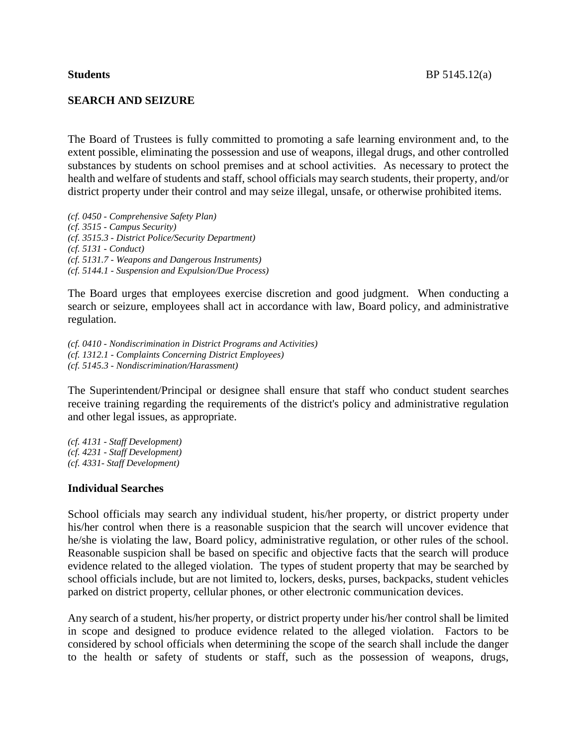**Students**

## SEARCH AND SEIZURE

The Board of Trustees is fully committed to promoting a safe learning environment and, to the extent possible, eliminating the possession and use of weapons, illegal drugs, and other controlled substances by students on school premises and at school activities. As necessary to protect the health and welfare of students and staff, school officials may search students, their property, and/or district property under their control and may seize illegal, unsafe, or otherwise prohibited items.

*(cf. 0450 - Comprehensive Safety Plan)*
*(cf. 3515 - Campus Security)*
*(cf. 3515.3 - District Police/Security Department)*
*(cf. 5131 - Conduct)*
*(cf. 5131.7 - Weapons and Dangerous Instruments)*
*(cf. 5144.1 - Suspension and Expulsion/Due Process)*

The Board urges that employees exercise discretion and good judgment. When conducting a search or seizure, employees shall act in accordance with law, Board policy, and administrative regulation.

*(cf. 0410 - Nondiscrimination in District Programs and Activities)*
*(cf. 1312.1 - Complaints Concerning District Employees)*
*(cf. 5145.3 - Nondiscrimination/Harassment)*

The Superintendent/Principal or designee shall ensure that staff who conduct student searches receive training regarding the requirements of the district's policy and administrative regulation and other legal issues, as appropriate.

*(cf. 4131 - Staff Development)*
*(cf. 4231 - Staff Development)*
*(cf. 4331- Staff Development)*

### Individual Searches

School officials may search any individual student, his/her property, or district property under his/her control when there is a reasonable suspicion that the search will uncover evidence that he/she is violating the law, Board policy, administrative regulation, or other rules of the school. Reasonable suspicion shall be based on specific and objective facts that the search will produce evidence related to the alleged violation. The types of student property that may be searched by school officials include, but are not limited to, lockers, desks, purses, backpacks, student vehicles parked on district property, cellular phones, or other electronic communication devices.

Any search of a student, his/her property, or district property under his/her control shall be limited in scope and designed to produce evidence related to the alleged violation. Factors to be considered by school officials when determining the scope of the search shall include the danger to the health or safety of students or staff, such as the possession of weapons, drugs,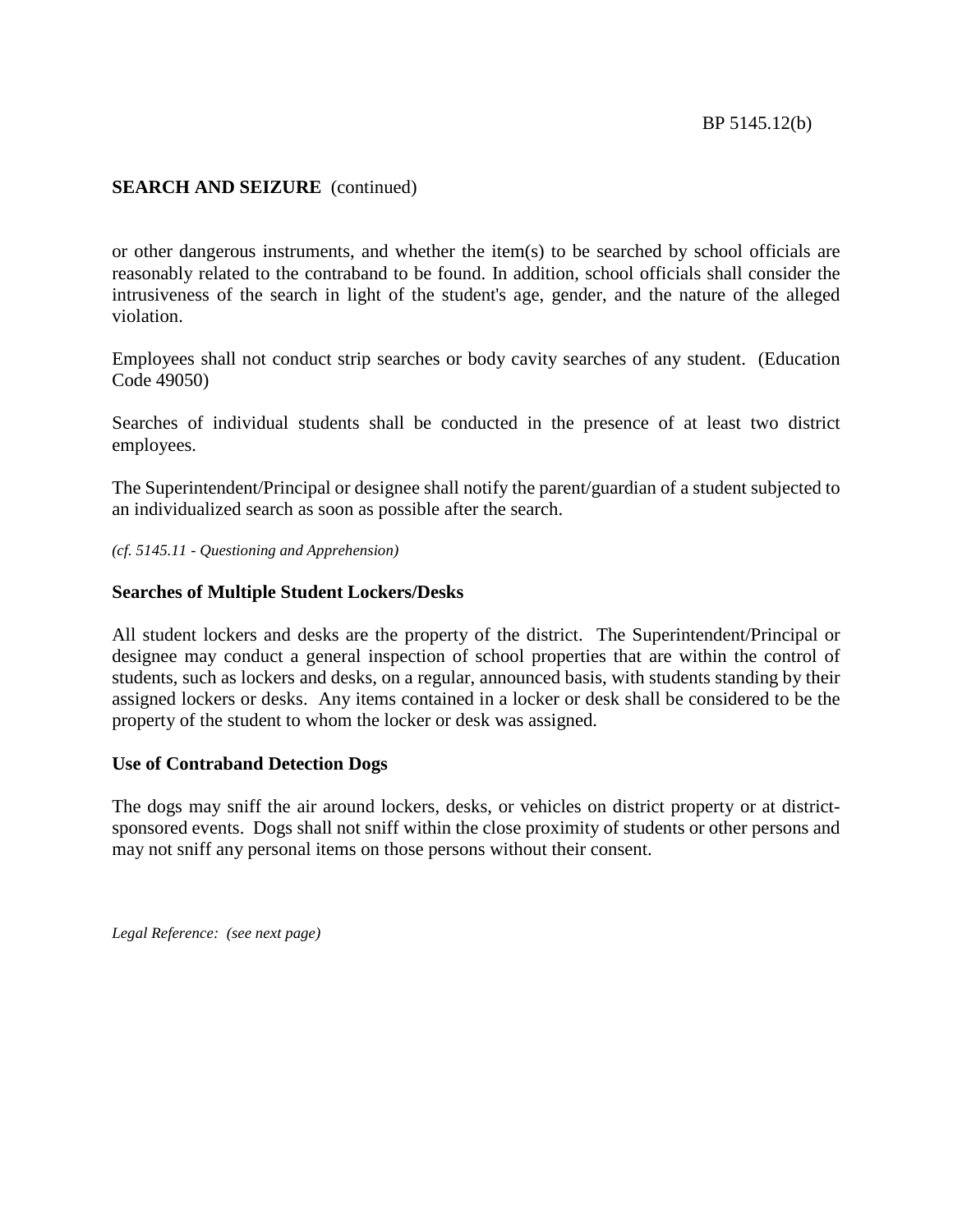**SEARCH AND SEIZURE** (continued)

or other dangerous instruments, and whether the item(s) to be searched by school officials are reasonably related to the contraband to be found. In addition, school officials shall consider the intrusiveness of the search in light of the student's age, gender, and the nature of the alleged violation.

Employees shall not conduct strip searches or body cavity searches of any student. (Education Code 49050)

Searches of individual students shall be conducted in the presence of at least two district employees.

The Superintendent/Principal or designee shall notify the parent/guardian of a student subjected to an individualized search as soon as possible after the search.

*(cf. 5145.11 - Questioning and Apprehension)*

**Searches of Multiple Student Lockers/Desks**

All student lockers and desks are the property of the district. The Superintendent/Principal or designee may conduct a general inspection of school properties that are within the control of students, such as lockers and desks, on a regular, announced basis, with students standing by their assigned lockers or desks. Any items contained in a locker or desk shall be considered to be the property of the student to whom the locker or desk was assigned.

**Use of Contraband Detection Dogs**

The dogs may sniff the air around lockers, desks, or vehicles on district property or at district-sponsored events. Dogs shall not sniff within the close proximity of students or other persons and may not sniff any personal items on those persons without their consent.

*Legal Reference: (see next page)*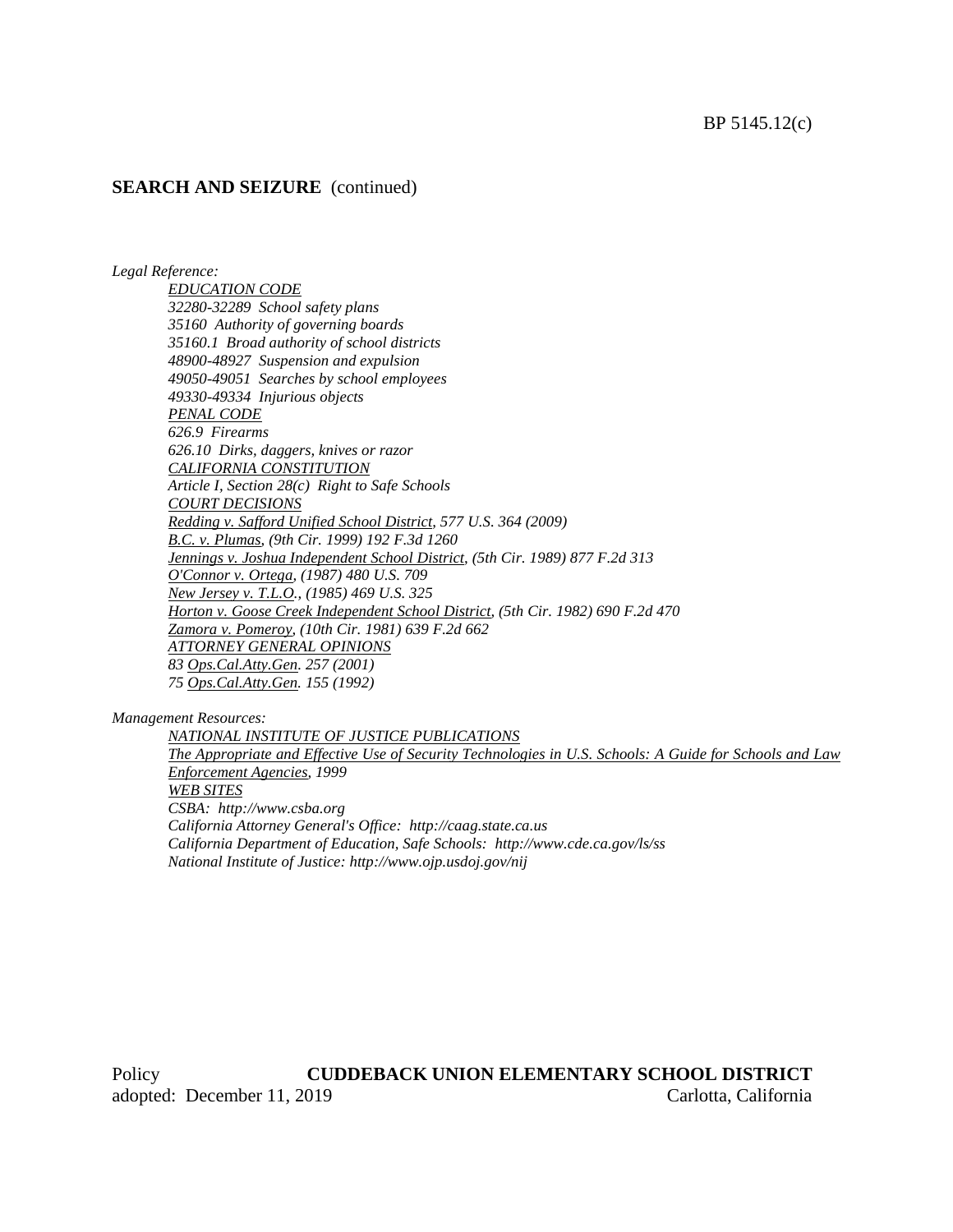**SEARCH AND SEIZURE** (continued)

*Legal Reference:*

*EDUCATION CODE*
*32280-32289 School safety plans*
*35160 Authority of governing boards*
*35160.1 Broad authority of school districts*
*48900-48927 Suspension and expulsion*
*49050-49051 Searches by school employees*
*49330-49334 Injurious objects*
*PENAL CODE*
*626.9 Firearms*
*626.10 Dirks, daggers, knives or razor*
*CALIFORNIA CONSTITUTION*
*Article I, Section 28(c) Right to Safe Schools*
*COURT DECISIONS*
*Redding v. Safford Unified School District, 577 U.S. 364 (2009)*
*B.C. v. Plumas, (9th Cir. 1999) 192 F.3d 1260*
*Jennings v. Joshua Independent School District, (5th Cir. 1989) 877 F.2d 313*
*O'Connor v. Ortega, (1987) 480 U.S. 709*
*New Jersey v. T.L.O., (1985) 469 U.S. 325*
*Horton v. Goose Creek Independent School District, (5th Cir. 1982) 690 F.2d 470*
*Zamora v. Pomeroy, (10th Cir. 1981) 639 F.2d 662*
*ATTORNEY GENERAL OPINIONS*
*83 Ops.Cal.Atty.Gen. 257 (2001)*
*75 Ops.Cal.Atty.Gen. 155 (1992)*

*Management Resources:*

*NATIONAL INSTITUTE OF JUSTICE PUBLICATIONS*
*The Appropriate and Effective Use of Security Technologies in U.S. Schools: A Guide for Schools and Law Enforcement Agencies, 1999*
*WEB SITES*
*CSBA: http://www.csba.org*
*California Attorney General's Office: http://caag.state.ca.us*
*California Department of Education, Safe Schools: http://www.cde.ca.gov/ls/ss*
*National Institute of Justice: http://www.ojp.usdoj.gov/nij*

Policy **CUDDEBACK UNION ELEMENTARY SCHOOL DISTRICT**
adopted: December 11, 2019 Carlotta, California